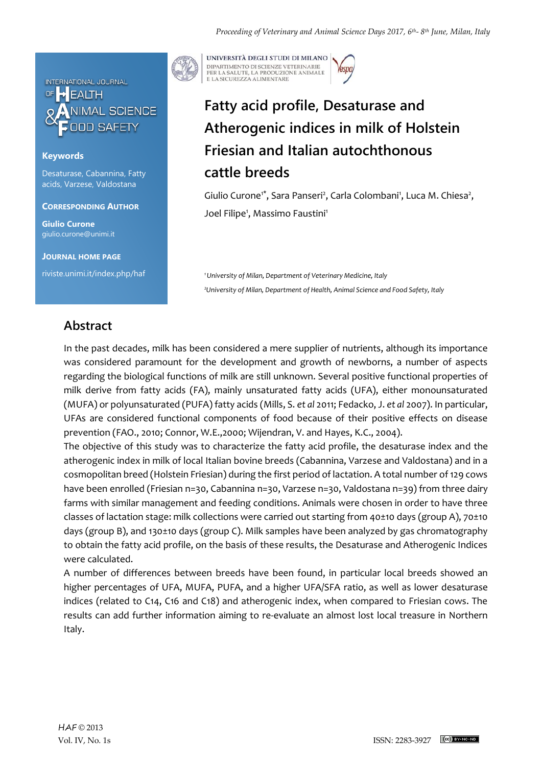# Fatty acid profile, Desaturase and Atherogenic indices in milk of Holstein Friesian and Italian autochthonous cattle breeds

Giulio Curone[1*], Sara Panseri[2], Carla Colombani[1], Luca M. Chiesa[2], Joel Filipe[1], Massimo Faustini[1]

[1] University of Milan, Department of Veterinary Medicine, Italy

[2] University of Milan, Department of Health, Animal Science and Food Safety, Italy

**Keywords**

Desaturase, Cabannina, Fatty acids, Varzese, Valdostana

**Corresponding Author**

**Giulio Curone**
giulio.curone@unimi.it

**Journal Home Page**

riviste.unimi.it/index.php/haf

## Abstract

In the past decades, milk has been considered a mere supplier of nutrients, although its importance was considered paramount for the development and growth of newborns, a number of aspects regarding the biological functions of milk are still unknown. Several positive functional properties of milk derive from fatty acids (FA), mainly unsaturated fatty acids (UFA), either monounsaturated (MUFA) or polyunsaturated (PUFA) fatty acids (Mills, S. *et al* 2011; Fedacko, J. *et al* 2007). In particular, UFAs are considered functional components of food because of their positive effects on disease prevention (FAO., 2010; Connor, W.E.,2000; Wijendran, V. and Hayes, K.C., 2004).

The objective of this study was to characterize the fatty acid profile, the desaturase index and the atherogenic index in milk of local Italian bovine breeds (Cabannina, Varzese and Valdostana) and in a cosmopolitan breed (Holstein Friesian) during the first period of lactation. A total number of 129 cows have been enrolled (Friesian n=30, Cabannina n=30, Varzese n=30, Valdostana n=39) from three dairy farms with similar management and feeding conditions. Animals were chosen in order to have three classes of lactation stage: milk collections were carried out starting from 40±10 days (group A), 70±10 days (group B), and 130±10 days (group C). Milk samples have been analyzed by gas chromatography to obtain the fatty acid profile, on the basis of these results, the Desaturase and Atherogenic Indices were calculated.

A number of differences between breeds have been found, in particular local breeds showed an higher percentages of UFA, MUFA, PUFA, and a higher UFA/SFA ratio, as well as lower desaturase indices (related to C14, C16 and C18) and atherogenic index, when compared to Friesian cows. The results can add further information aiming to re-evaluate an almost lost local treasure in Northern Italy.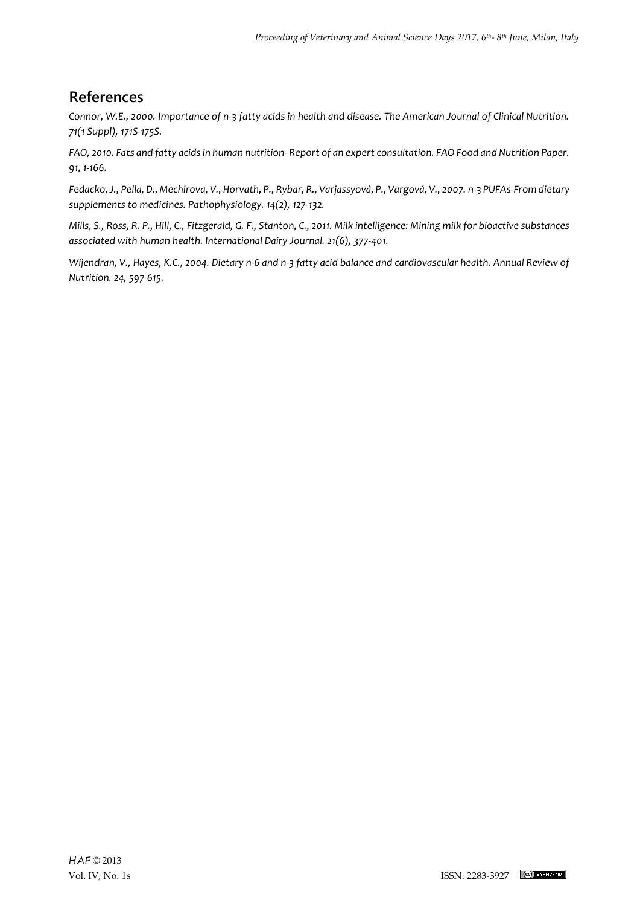## References

*Connor, W.E., 2000. Importance of n-3 fatty acids in health and disease. The American Journal of Clinical Nutrition. 71(1 Suppl), 171S-175S.*

*FAO, 2010. Fats and fatty acids in human nutrition- Report of an expert consultation. FAO Food and Nutrition Paper. 91, 1-166.*

*Fedacko, J., Pella, D., Mechirova, V., Horvath, P., Rybar, R., Varjassyová, P., Vargová, V., 2007. n-3 PUFAs-From dietary supplements to medicines. Pathophysiology. 14(2), 127-132.*

*Mills, S., Ross, R. P., Hill, C., Fitzgerald, G. F., Stanton, C., 2011. Milk intelligence: Mining milk for bioactive substances associated with human health. International Dairy Journal. 21(6), 377-401.*

*Wijendran, V., Hayes, K.C., 2004. Dietary n-6 and n-3 fatty acid balance and cardiovascular health. Annual Review of Nutrition. 24, 597-615.*